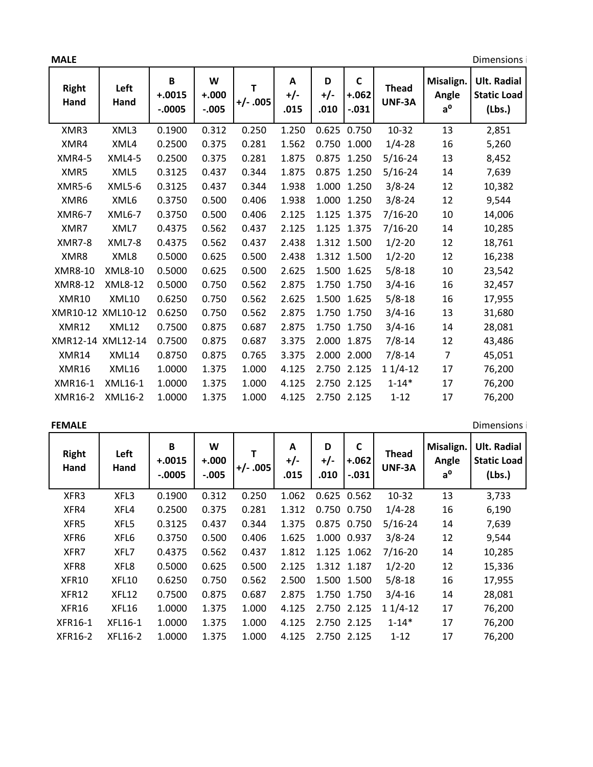**MALE** Dimensions i

| Right Hand | Left Hand | B +.0015 -.0005 | W +.000 -.005 | T +/- .005 | A +/- .015 | D +/- .010 | C +.062 -.031 | Thead UNF-3A | Misalign. Angle a° | Ult. Radial Static Load (Lbs.) |
|---|---|---|---|---|---|---|---|---|---|---|
| XMR3 | XML3 | 0.1900 | 0.312 | 0.250 | 1.250 | 0.625 | 0.750 | 10-32 | 13 | 2,851 |
| XMR4 | XML4 | 0.2500 | 0.375 | 0.281 | 1.562 | 0.750 | 1.000 | 1/4-28 | 16 | 5,260 |
| XMR4-5 | XML4-5 | 0.2500 | 0.375 | 0.281 | 1.875 | 0.875 | 1.250 | 5/16-24 | 13 | 8,452 |
| XMR5 | XML5 | 0.3125 | 0.437 | 0.344 | 1.875 | 0.875 | 1.250 | 5/16-24 | 14 | 7,639 |
| XMR5-6 | XML5-6 | 0.3125 | 0.437 | 0.344 | 1.938 | 1.000 | 1.250 | 3/8-24 | 12 | 10,382 |
| XMR6 | XML6 | 0.3750 | 0.500 | 0.406 | 1.938 | 1.000 | 1.250 | 3/8-24 | 12 | 9,544 |
| XMR6-7 | XML6-7 | 0.3750 | 0.500 | 0.406 | 2.125 | 1.125 | 1.375 | 7/16-20 | 10 | 14,006 |
| XMR7 | XML7 | 0.4375 | 0.562 | 0.437 | 2.125 | 1.125 | 1.375 | 7/16-20 | 14 | 10,285 |
| XMR7-8 | XML7-8 | 0.4375 | 0.562 | 0.437 | 2.438 | 1.312 | 1.500 | 1/2-20 | 12 | 18,761 |
| XMR8 | XML8 | 0.5000 | 0.625 | 0.500 | 2.438 | 1.312 | 1.500 | 1/2-20 | 12 | 16,238 |
| XMR8-10 | XML8-10 | 0.5000 | 0.625 | 0.500 | 2.625 | 1.500 | 1.625 | 5/8-18 | 10 | 23,542 |
| XMR8-12 | XML8-12 | 0.5000 | 0.750 | 0.562 | 2.875 | 1.750 | 1.750 | 3/4-16 | 16 | 32,457 |
| XMR10 | XML10 | 0.6250 | 0.750 | 0.562 | 2.625 | 1.500 | 1.625 | 5/8-18 | 16 | 17,955 |
| XMR10-12 | XML10-12 | 0.6250 | 0.750 | 0.562 | 2.875 | 1.750 | 1.750 | 3/4-16 | 13 | 31,680 |
| XMR12 | XML12 | 0.7500 | 0.875 | 0.687 | 2.875 | 1.750 | 1.750 | 3/4-16 | 14 | 28,081 |
| XMR12-14 | XML12-14 | 0.7500 | 0.875 | 0.687 | 3.375 | 2.000 | 1.875 | 7/8-14 | 12 | 43,486 |
| XMR14 | XML14 | 0.8750 | 0.875 | 0.765 | 3.375 | 2.000 | 2.000 | 7/8-14 | 7 | 45,051 |
| XMR16 | XML16 | 1.0000 | 1.375 | 1.000 | 4.125 | 2.750 | 2.125 | 1 1/4-12 | 17 | 76,200 |
| XMR16-1 | XML16-1 | 1.0000 | 1.375 | 1.000 | 4.125 | 2.750 | 2.125 | 1-14* | 17 | 76,200 |
| XMR16-2 | XML16-2 | 1.0000 | 1.375 | 1.000 | 4.125 | 2.750 | 2.125 | 1-12 | 17 | 76,200 |

**FEMALE** Dimensions i

| Right Hand | Left Hand | B +.0015 -.0005 | W +.000 -.005 | T +/- .005 | A +/- .015 | D +/- .010 | C +.062 -.031 | Thead UNF-3A | Misalign. Angle a° | Ult. Radial Static Load (Lbs.) |
|---|---|---|---|---|---|---|---|---|---|---|
| XFR3 | XFL3 | 0.1900 | 0.312 | 0.250 | 1.062 | 0.625 | 0.562 | 10-32 | 13 | 3,733 |
| XFR4 | XFL4 | 0.2500 | 0.375 | 0.281 | 1.312 | 0.750 | 0.750 | 1/4-28 | 16 | 6,190 |
| XFR5 | XFL5 | 0.3125 | 0.437 | 0.344 | 1.375 | 0.875 | 0.750 | 5/16-24 | 14 | 7,639 |
| XFR6 | XFL6 | 0.3750 | 0.500 | 0.406 | 1.625 | 1.000 | 0.937 | 3/8-24 | 12 | 9,544 |
| XFR7 | XFL7 | 0.4375 | 0.562 | 0.437 | 1.812 | 1.125 | 1.062 | 7/16-20 | 14 | 10,285 |
| XFR8 | XFL8 | 0.5000 | 0.625 | 0.500 | 2.125 | 1.312 | 1.187 | 1/2-20 | 12 | 15,336 |
| XFR10 | XFL10 | 0.6250 | 0.750 | 0.562 | 2.500 | 1.500 | 1.500 | 5/8-18 | 16 | 17,955 |
| XFR12 | XFL12 | 0.7500 | 0.875 | 0.687 | 2.875 | 1.750 | 1.750 | 3/4-16 | 14 | 28,081 |
| XFR16 | XFL16 | 1.0000 | 1.375 | 1.000 | 4.125 | 2.750 | 2.125 | 1 1/4-12 | 17 | 76,200 |
| XFR16-1 | XFL16-1 | 1.0000 | 1.375 | 1.000 | 4.125 | 2.750 | 2.125 | 1-14* | 17 | 76,200 |
| XFR16-2 | XFL16-2 | 1.0000 | 1.375 | 1.000 | 4.125 | 2.750 | 2.125 | 1-12 | 17 | 76,200 |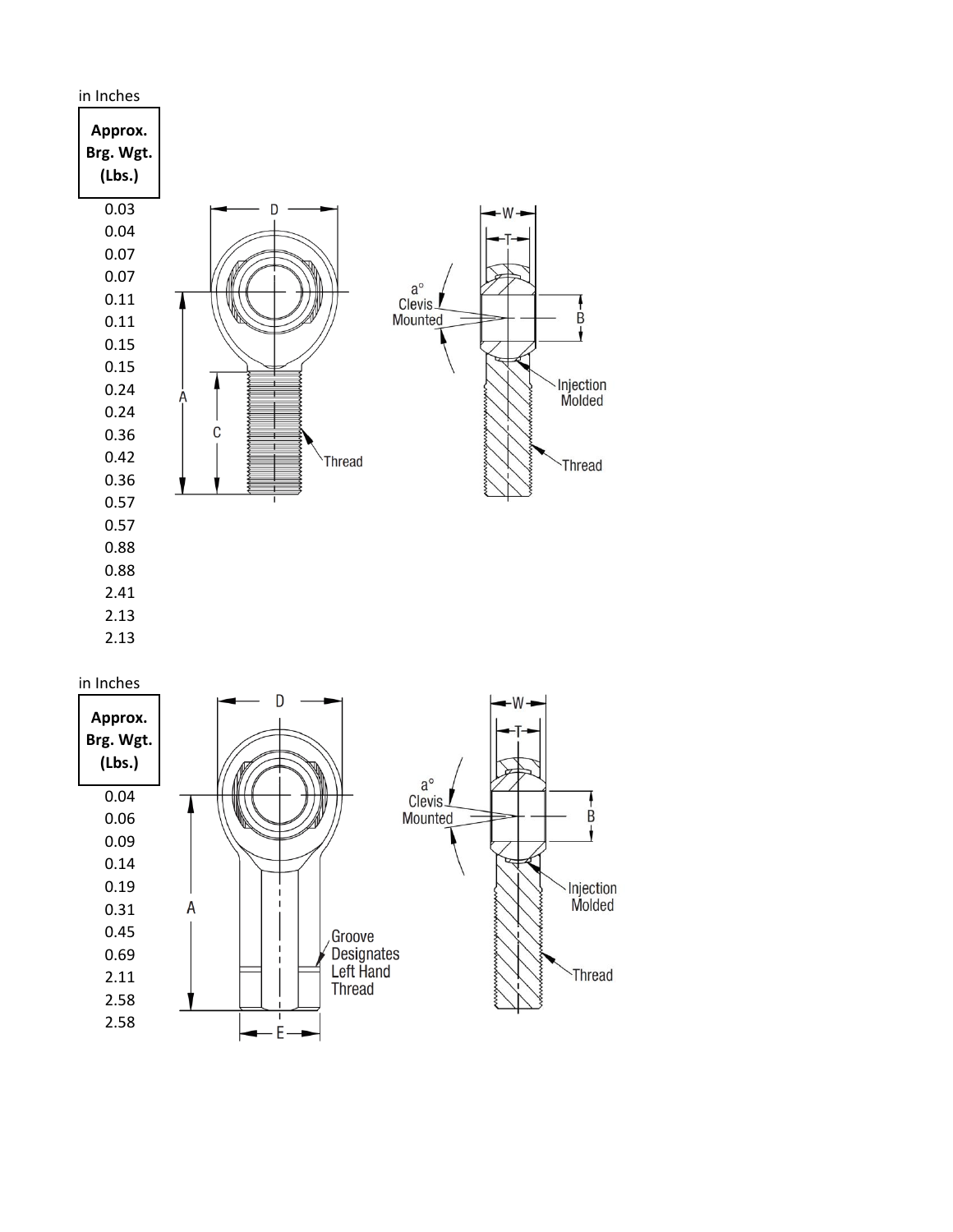in Inches

| Approx. Brg. Wgt. (Lbs.) |
|---|
| 0.03 |
| 0.04 |
| 0.07 |
| 0.07 |
| 0.11 |
| 0.11 |
| 0.15 |
| 0.15 |
| 0.24 |
| 0.24 |
| 0.36 |
| 0.42 |
| 0.36 |
| 0.57 |
| 0.57 |
| 0.88 |
| 0.88 |
| 2.41 |
| 2.13 |
| 2.13 |

D

A

C

Thread

W

T

a°
Clevis
Mounted

B

Injection
Molded

Thread

in Inches

| Approx. Brg. Wgt. (Lbs.) |
|---|
| 0.04 |
| 0.06 |
| 0.09 |
| 0.14 |
| 0.19 |
| 0.31 |
| 0.45 |
| 0.69 |
| 2.11 |
| 2.58 |
| 2.58 |

D

A

Groove
Designates
Left Hand
Thread

E

W

T

a°
Clevis
Mounted

B

Injection
Molded

Thread